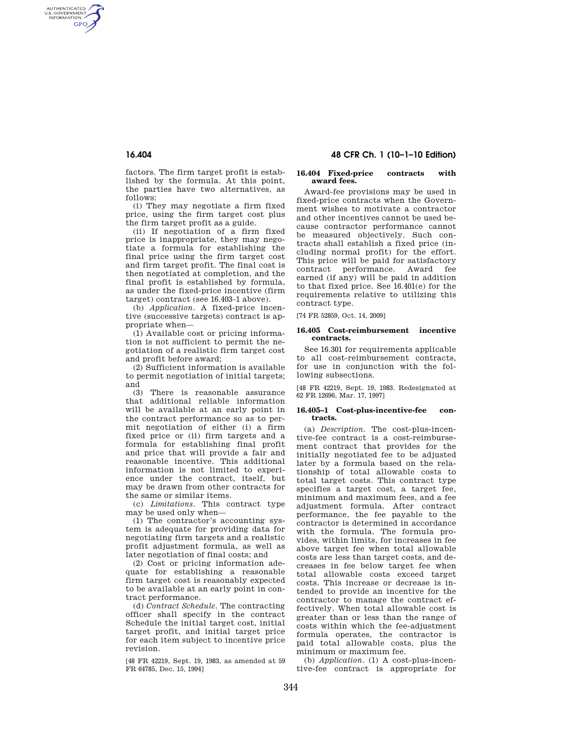factors. The firm target profit is established by the formula. At this point, the parties have two alternatives, as follows:

(i) They may negotiate a firm fixed price, using the firm target cost plus the firm target profit as a guide.

(ii) If negotiation of a firm fixed price is inappropriate, they may negotiate a formula for establishing the final price using the firm target cost and firm target profit. The final cost is then negotiated at completion, and the final profit is established by formula, as under the fixed-price incentive (firm target) contract (see 16.403–1 above).

(b) *Application.* A fixed-price incentive (successive targets) contract is appropriate when—

(1) Available cost or pricing information is not sufficient to permit the negotiation of a realistic firm target cost and profit before award;

(2) Sufficient information is available to permit negotiation of initial targets; and

(3) There is reasonable assurance that additional reliable information will be available at an early point in the contract performance so as to permit negotiation of either (i) a firm fixed price or (ii) firm targets and a formula for establishing final profit and price that will provide a fair and reasonable incentive. This additional information is not limited to experience under the contract, itself, but may be drawn from other contracts for the same or similar items.

(c) *Limitations.* This contract type may be used only when—

(1) The contractor's accounting system is adequate for providing data for negotiating firm targets and a realistic profit adjustment formula, as well as later negotiation of final costs; and

(2) Cost or pricing information adequate for establishing a reasonable firm target cost is reasonably expected to be available at an early point in contract performance.

(d) *Contract Schedule.* The contracting officer shall specify in the contract Schedule the initial target cost, initial target profit, and initial target price for each item subject to incentive price revision.

[48 FR 42219, Sept. 19, 1983, as amended at 59 FR 64785, Dec. 15, 1994]

### 16.404 Fixed-price contracts with award fees.

Award-fee provisions may be used in fixed-price contracts when the Government wishes to motivate a contractor and other incentives cannot be used because contractor performance cannot be measured objectively. Such contracts shall establish a fixed price (including normal profit) for the effort. This price will be paid for satisfactory contract performance. Award fee earned (if any) will be paid in addition to that fixed price. See 16.401(e) for the requirements relative to utilizing this contract type.

[74 FR 52859, Oct. 14, 2009]

### 16.405 Cost-reimbursement incentive contracts.

See 16.301 for requirements applicable to all cost-reimbursement contracts, for use in conjunction with the following subsections.

[48 FR 42219, Sept. 19, 1983. Redesignated at 62 FR 12696, Mar. 17, 1997]

### 16.405–1 Cost-plus-incentive-fee contracts.

(a) *Description.* The cost-plus-incentive-fee contract is a cost-reimbursement contract that provides for the initially negotiated fee to be adjusted later by a formula based on the relationship of total allowable costs to total target costs. This contract type specifies a target cost, a target fee, minimum and maximum fees, and a fee adjustment formula. After contract performance, the fee payable to the contractor is determined in accordance with the formula. The formula provides, within limits, for increases in fee above target fee when total allowable costs are less than target costs, and decreases in fee below target fee when total allowable costs exceed target costs. This increase or decrease is intended to provide an incentive for the contractor to manage the contract effectively. When total allowable cost is greater than or less than the range of costs within which the fee-adjustment formula operates, the contractor is paid total allowable costs, plus the minimum or maximum fee.

(b) *Application.* (1) A cost-plus-incentive-fee contract is appropriate for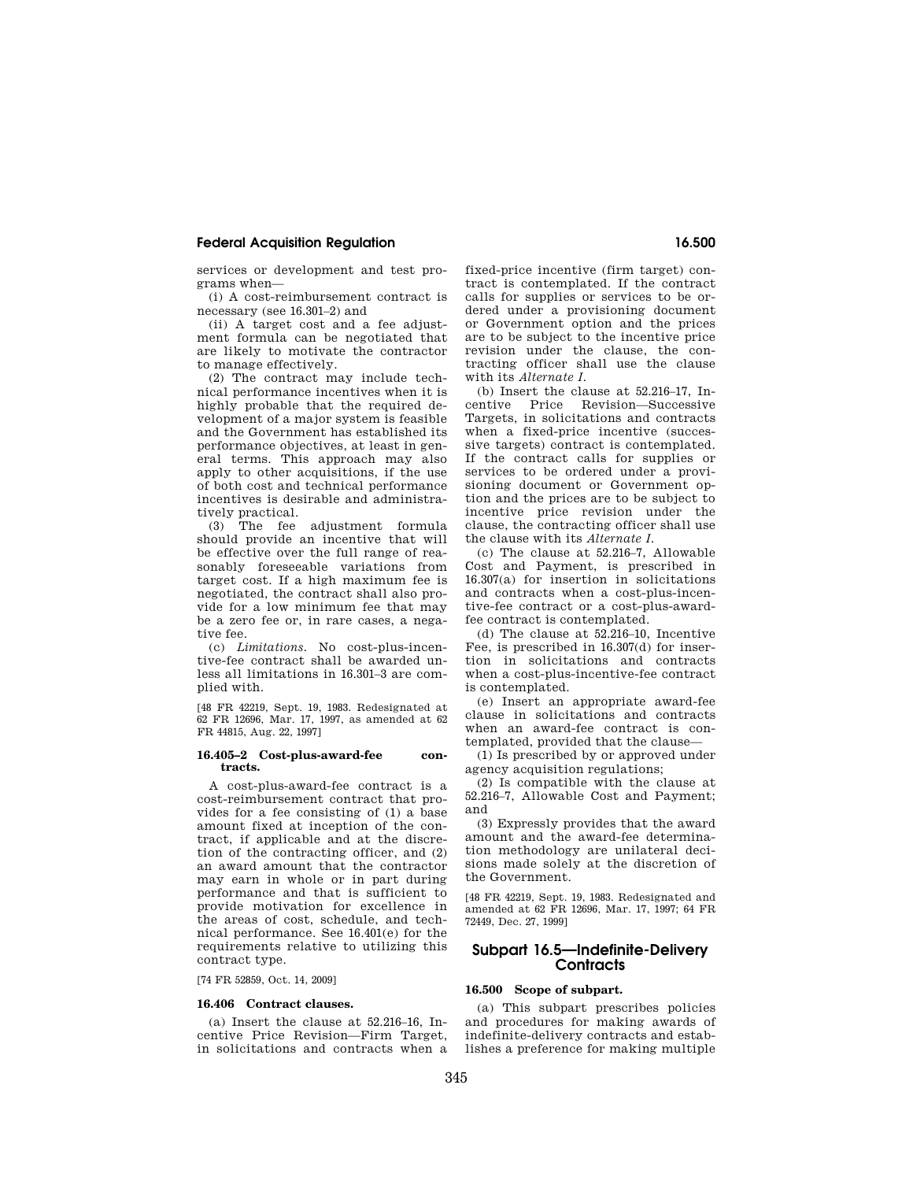services or development and test programs when—

(i) A cost-reimbursement contract is necessary (see 16.301–2) and

(ii) A target cost and a fee adjustment formula can be negotiated that are likely to motivate the contractor to manage effectively.

(2) The contract may include technical performance incentives when it is highly probable that the required development of a major system is feasible and the Government has established its performance objectives, at least in general terms. This approach may also apply to other acquisitions, if the use of both cost and technical performance incentives is desirable and administratively practical.

(3) The fee adjustment formula should provide an incentive that will be effective over the full range of reasonably foreseeable variations from target cost. If a high maximum fee is negotiated, the contract shall also provide for a low minimum fee that may be a zero fee or, in rare cases, a negative fee.

(c) *Limitations.* No cost-plus-incentive-fee contract shall be awarded unless all limitations in 16.301–3 are complied with.

[48 FR 42219, Sept. 19, 1983. Redesignated at 62 FR 12696, Mar. 17, 1997, as amended at 62 FR 44815, Aug. 22, 1997]

#### 16.405–2 Cost-plus-award-fee contracts.

A cost-plus-award-fee contract is a cost-reimbursement contract that provides for a fee consisting of (1) a base amount fixed at inception of the contract, if applicable and at the discretion of the contracting officer, and (2) an award amount that the contractor may earn in whole or in part during performance and that is sufficient to provide motivation for excellence in the areas of cost, schedule, and technical performance. See 16.401(e) for the requirements relative to utilizing this contract type.

[74 FR 52859, Oct. 14, 2009]

#### 16.406 Contract clauses.

(a) Insert the clause at 52.216–16, Incentive Price Revision—Firm Target, in solicitations and contracts when a fixed-price incentive (firm target) contract is contemplated. If the contract calls for supplies or services to be ordered under a provisioning document or Government option and the prices are to be subject to the incentive price revision under the clause, the contracting officer shall use the clause with its *Alternate I.*

(b) Insert the clause at 52.216–17, Incentive Price Revision—Successive Targets, in solicitations and contracts when a fixed-price incentive (successive targets) contract is contemplated. If the contract calls for supplies or services to be ordered under a provisioning document or Government option and the prices are to be subject to incentive price revision under the clause, the contracting officer shall use the clause with its *Alternate I.*

(c) The clause at 52.216–7, Allowable Cost and Payment, is prescribed in 16.307(a) for insertion in solicitations and contracts when a cost-plus-incentive-fee contract or a cost-plus-award-fee contract is contemplated.

(d) The clause at 52.216–10, Incentive Fee, is prescribed in 16.307(d) for insertion in solicitations and contracts when a cost-plus-incentive-fee contract is contemplated.

(e) Insert an appropriate award-fee clause in solicitations and contracts when an award-fee contract is contemplated, provided that the clause—

(1) Is prescribed by or approved under agency acquisition regulations;

(2) Is compatible with the clause at 52.216–7, Allowable Cost and Payment; and

(3) Expressly provides that the award amount and the award-fee determination methodology are unilateral decisions made solely at the discretion of the Government.

[48 FR 42219, Sept. 19, 1983. Redesignated and amended at 62 FR 12696, Mar. 17, 1997; 64 FR 72449, Dec. 27, 1999]

## Subpart 16.5—Indefinite-Delivery Contracts

#### 16.500 Scope of subpart.

(a) This subpart prescribes policies and procedures for making awards of indefinite-delivery contracts and establishes a preference for making multiple